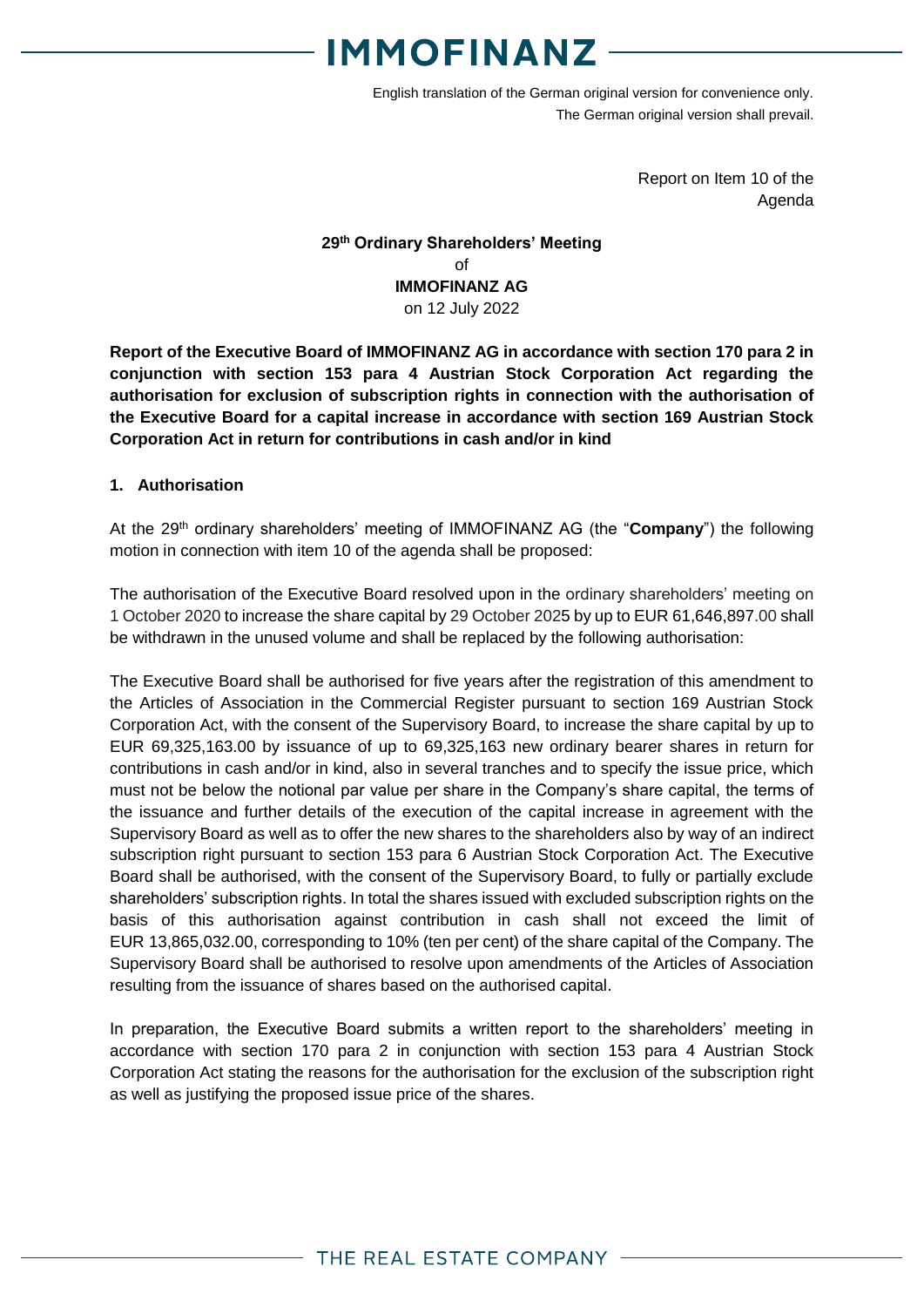English translation of the German original version for convenience only.
The German original version shall prevail.

Report on Item 10 of the Agenda

**29th Ordinary Shareholders' Meeting**
of
**IMMOFINANZ AG**
on 12 July 2022

**Report of the Executive Board of IMMOFINANZ AG in accordance with section 170 para 2 in conjunction with section 153 para 4 Austrian Stock Corporation Act regarding the authorisation for exclusion of subscription rights in connection with the authorisation of the Executive Board for a capital increase in accordance with section 169 Austrian Stock Corporation Act in return for contributions in cash and/or in kind**

## 1. Authorisation

At the 29th ordinary shareholders' meeting of IMMOFINANZ AG (the "**Company**") the following motion in connection with item 10 of the agenda shall be proposed:

The authorisation of the Executive Board resolved upon in the ordinary shareholders' meeting on 1 October 2020 to increase the share capital by 29 October 2025 by up to EUR 61,646,897.00 shall be withdrawn in the unused volume and shall be replaced by the following authorisation:

The Executive Board shall be authorised for five years after the registration of this amendment to the Articles of Association in the Commercial Register pursuant to section 169 Austrian Stock Corporation Act, with the consent of the Supervisory Board, to increase the share capital by up to EUR 69,325,163.00 by issuance of up to 69,325,163 new ordinary bearer shares in return for contributions in cash and/or in kind, also in several tranches and to specify the issue price, which must not be below the notional par value per share in the Company's share capital, the terms of the issuance and further details of the execution of the capital increase in agreement with the Supervisory Board as well as to offer the new shares to the shareholders also by way of an indirect subscription right pursuant to section 153 para 6 Austrian Stock Corporation Act. The Executive Board shall be authorised, with the consent of the Supervisory Board, to fully or partially exclude shareholders' subscription rights. In total the shares issued with excluded subscription rights on the basis of this authorisation against contribution in cash shall not exceed the limit of EUR 13,865,032.00, corresponding to 10% (ten per cent) of the share capital of the Company. The Supervisory Board shall be authorised to resolve upon amendments of the Articles of Association resulting from the issuance of shares based on the authorised capital.

In preparation, the Executive Board submits a written report to the shareholders' meeting in accordance with section 170 para 2 in conjunction with section 153 para 4 Austrian Stock Corporation Act stating the reasons for the authorisation for the exclusion of the subscription right as well as justifying the proposed issue price of the shares.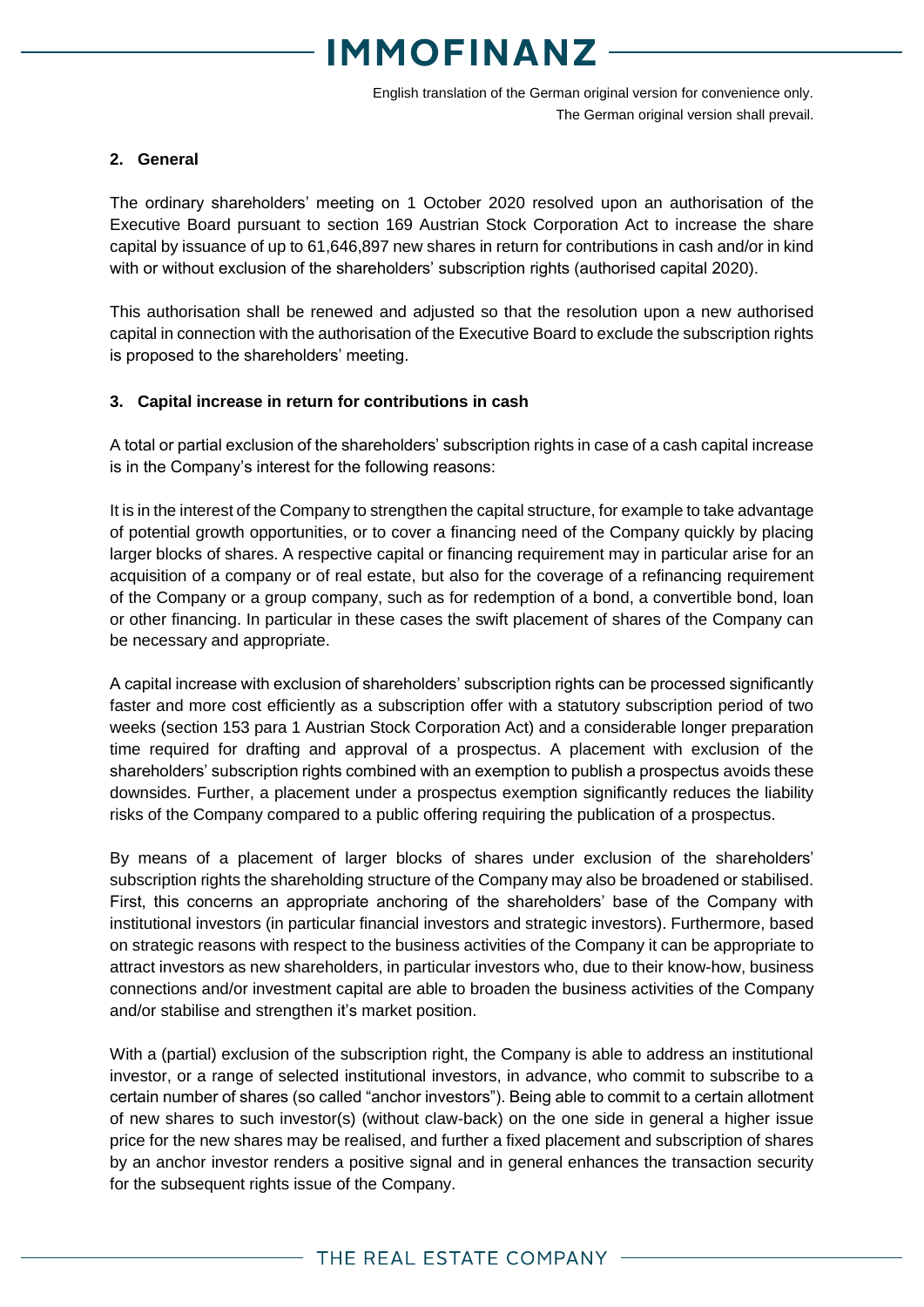English translation of the German original version for convenience only.
The German original version shall prevail.

## 2. General

The ordinary shareholders' meeting on 1 October 2020 resolved upon an authorisation of the Executive Board pursuant to section 169 Austrian Stock Corporation Act to increase the share capital by issuance of up to 61,646,897 new shares in return for contributions in cash and/or in kind with or without exclusion of the shareholders' subscription rights (authorised capital 2020).

This authorisation shall be renewed and adjusted so that the resolution upon a new authorised capital in connection with the authorisation of the Executive Board to exclude the subscription rights is proposed to the shareholders' meeting.

## 3. Capital increase in return for contributions in cash

A total or partial exclusion of the shareholders' subscription rights in case of a cash capital increase is in the Company's interest for the following reasons:

It is in the interest of the Company to strengthen the capital structure, for example to take advantage of potential growth opportunities, or to cover a financing need of the Company quickly by placing larger blocks of shares. A respective capital or financing requirement may in particular arise for an acquisition of a company or of real estate, but also for the coverage of a refinancing requirement of the Company or a group company, such as for redemption of a bond, a convertible bond, loan or other financing. In particular in these cases the swift placement of shares of the Company can be necessary and appropriate.

A capital increase with exclusion of shareholders' subscription rights can be processed significantly faster and more cost efficiently as a subscription offer with a statutory subscription period of two weeks (section 153 para 1 Austrian Stock Corporation Act) and a considerable longer preparation time required for drafting and approval of a prospectus. A placement with exclusion of the shareholders' subscription rights combined with an exemption to publish a prospectus avoids these downsides. Further, a placement under a prospectus exemption significantly reduces the liability risks of the Company compared to a public offering requiring the publication of a prospectus.

By means of a placement of larger blocks of shares under exclusion of the shareholders' subscription rights the shareholding structure of the Company may also be broadened or stabilised. First, this concerns an appropriate anchoring of the shareholders' base of the Company with institutional investors (in particular financial investors and strategic investors). Furthermore, based on strategic reasons with respect to the business activities of the Company it can be appropriate to attract investors as new shareholders, in particular investors who, due to their know-how, business connections and/or investment capital are able to broaden the business activities of the Company and/or stabilise and strengthen it's market position.

With a (partial) exclusion of the subscription right, the Company is able to address an institutional investor, or a range of selected institutional investors, in advance, who commit to subscribe to a certain number of shares (so called "anchor investors"). Being able to commit to a certain allotment of new shares to such investor(s) (without claw-back) on the one side in general a higher issue price for the new shares may be realised, and further a fixed placement and subscription of shares by an anchor investor renders a positive signal and in general enhances the transaction security for the subsequent rights issue of the Company.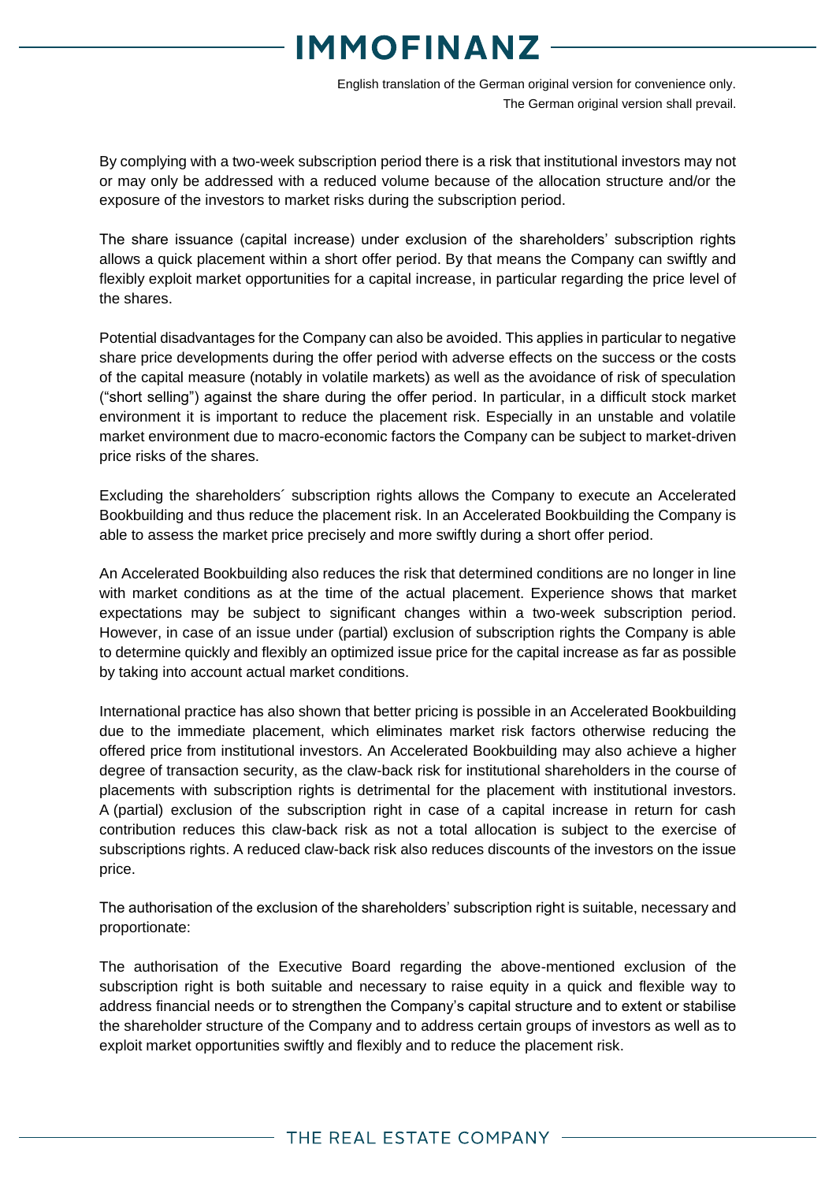By complying with a two-week subscription period there is a risk that institutional investors may not or may only be addressed with a reduced volume because of the allocation structure and/or the exposure of the investors to market risks during the subscription period.

The share issuance (capital increase) under exclusion of the shareholders' subscription rights allows a quick placement within a short offer period. By that means the Company can swiftly and flexibly exploit market opportunities for a capital increase, in particular regarding the price level of the shares.

Potential disadvantages for the Company can also be avoided. This applies in particular to negative share price developments during the offer period with adverse effects on the success or the costs of the capital measure (notably in volatile markets) as well as the avoidance of risk of speculation ("short selling") against the share during the offer period. In particular, in a difficult stock market environment it is important to reduce the placement risk. Especially in an unstable and volatile market environment due to macro-economic factors the Company can be subject to market-driven price risks of the shares.

Excluding the shareholders´ subscription rights allows the Company to execute an Accelerated Bookbuilding and thus reduce the placement risk. In an Accelerated Bookbuilding the Company is able to assess the market price precisely and more swiftly during a short offer period.

An Accelerated Bookbuilding also reduces the risk that determined conditions are no longer in line with market conditions as at the time of the actual placement. Experience shows that market expectations may be subject to significant changes within a two-week subscription period. However, in case of an issue under (partial) exclusion of subscription rights the Company is able to determine quickly and flexibly an optimized issue price for the capital increase as far as possible by taking into account actual market conditions.

International practice has also shown that better pricing is possible in an Accelerated Bookbuilding due to the immediate placement, which eliminates market risk factors otherwise reducing the offered price from institutional investors. An Accelerated Bookbuilding may also achieve a higher degree of transaction security, as the claw-back risk for institutional shareholders in the course of placements with subscription rights is detrimental for the placement with institutional investors. A (partial) exclusion of the subscription right in case of a capital increase in return for cash contribution reduces this claw-back risk as not a total allocation is subject to the exercise of subscriptions rights. A reduced claw-back risk also reduces discounts of the investors on the issue price.

The authorisation of the exclusion of the shareholders' subscription right is suitable, necessary and proportionate:

The authorisation of the Executive Board regarding the above-mentioned exclusion of the subscription right is both suitable and necessary to raise equity in a quick and flexible way to address financial needs or to strengthen the Company's capital structure and to extent or stabilise the shareholder structure of the Company and to address certain groups of investors as well as to exploit market opportunities swiftly and flexibly and to reduce the placement risk.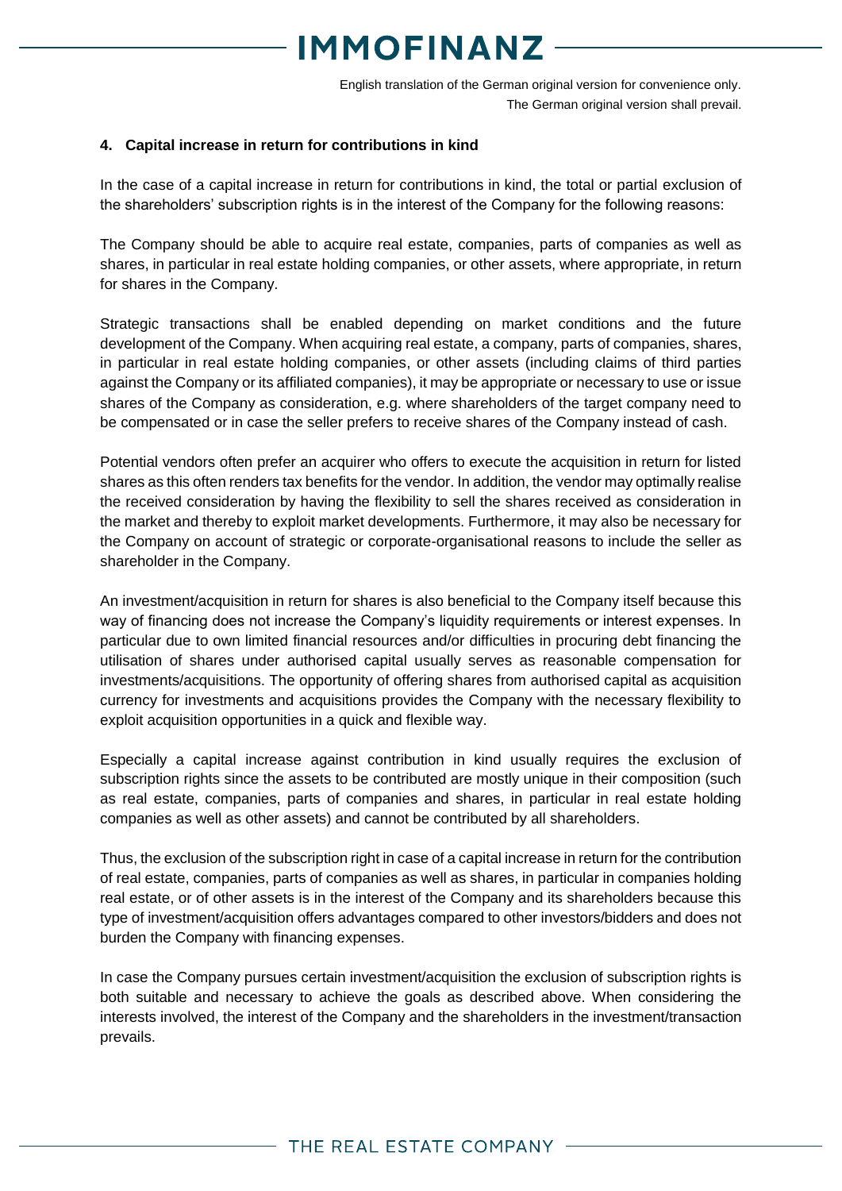English translation of the German original version for convenience only.
The German original version shall prevail.

#### 4. Capital increase in return for contributions in kind

In the case of a capital increase in return for contributions in kind, the total or partial exclusion of the shareholders' subscription rights is in the interest of the Company for the following reasons:

The Company should be able to acquire real estate, companies, parts of companies as well as shares, in particular in real estate holding companies, or other assets, where appropriate, in return for shares in the Company.

Strategic transactions shall be enabled depending on market conditions and the future development of the Company. When acquiring real estate, a company, parts of companies, shares, in particular in real estate holding companies, or other assets (including claims of third parties against the Company or its affiliated companies), it may be appropriate or necessary to use or issue shares of the Company as consideration, e.g. where shareholders of the target company need to be compensated or in case the seller prefers to receive shares of the Company instead of cash.

Potential vendors often prefer an acquirer who offers to execute the acquisition in return for listed shares as this often renders tax benefits for the vendor. In addition, the vendor may optimally realise the received consideration by having the flexibility to sell the shares received as consideration in the market and thereby to exploit market developments. Furthermore, it may also be necessary for the Company on account of strategic or corporate-organisational reasons to include the seller as shareholder in the Company.

An investment/acquisition in return for shares is also beneficial to the Company itself because this way of financing does not increase the Company's liquidity requirements or interest expenses. In particular due to own limited financial resources and/or difficulties in procuring debt financing the utilisation of shares under authorised capital usually serves as reasonable compensation for investments/acquisitions. The opportunity of offering shares from authorised capital as acquisition currency for investments and acquisitions provides the Company with the necessary flexibility to exploit acquisition opportunities in a quick and flexible way.

Especially a capital increase against contribution in kind usually requires the exclusion of subscription rights since the assets to be contributed are mostly unique in their composition (such as real estate, companies, parts of companies and shares, in particular in real estate holding companies as well as other assets) and cannot be contributed by all shareholders.

Thus, the exclusion of the subscription right in case of a capital increase in return for the contribution of real estate, companies, parts of companies as well as shares, in particular in companies holding real estate, or of other assets is in the interest of the Company and its shareholders because this type of investment/acquisition offers advantages compared to other investors/bidders and does not burden the Company with financing expenses.

In case the Company pursues certain investment/acquisition the exclusion of subscription rights is both suitable and necessary to achieve the goals as described above. When considering the interests involved, the interest of the Company and the shareholders in the investment/transaction prevails.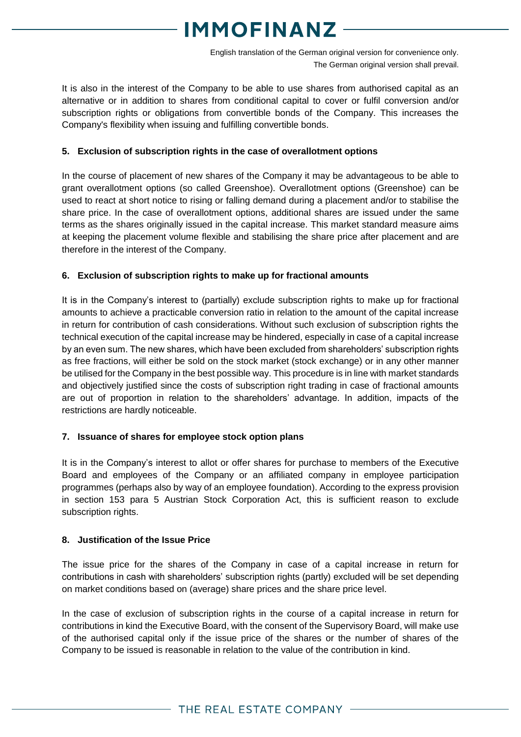It is also in the interest of the Company to be able to use shares from authorised capital as an alternative or in addition to shares from conditional capital to cover or fulfil conversion and/or subscription rights or obligations from convertible bonds of the Company. This increases the Company's flexibility when issuing and fulfilling convertible bonds.

**5. Exclusion of subscription rights in the case of overallotment options**

In the course of placement of new shares of the Company it may be advantageous to be able to grant overallotment options (so called Greenshoe). Overallotment options (Greenshoe) can be used to react at short notice to rising or falling demand during a placement and/or to stabilise the share price. In the case of overallotment options, additional shares are issued under the same terms as the shares originally issued in the capital increase. This market standard measure aims at keeping the placement volume flexible and stabilising the share price after placement and are therefore in the interest of the Company.

**6. Exclusion of subscription rights to make up for fractional amounts**

It is in the Company's interest to (partially) exclude subscription rights to make up for fractional amounts to achieve a practicable conversion ratio in relation to the amount of the capital increase in return for contribution of cash considerations. Without such exclusion of subscription rights the technical execution of the capital increase may be hindered, especially in case of a capital increase by an even sum. The new shares, which have been excluded from shareholders' subscription rights as free fractions, will either be sold on the stock market (stock exchange) or in any other manner be utilised for the Company in the best possible way. This procedure is in line with market standards and objectively justified since the costs of subscription right trading in case of fractional amounts are out of proportion in relation to the shareholders' advantage. In addition, impacts of the restrictions are hardly noticeable.

**7. Issuance of shares for employee stock option plans**

It is in the Company's interest to allot or offer shares for purchase to members of the Executive Board and employees of the Company or an affiliated company in employee participation programmes (perhaps also by way of an employee foundation). According to the express provision in section 153 para 5 Austrian Stock Corporation Act, this is sufficient reason to exclude subscription rights.

**8. Justification of the Issue Price**

The issue price for the shares of the Company in case of a capital increase in return for contributions in cash with shareholders' subscription rights (partly) excluded will be set depending on market conditions based on (average) share prices and the share price level.

In the case of exclusion of subscription rights in the course of a capital increase in return for contributions in kind the Executive Board, with the consent of the Supervisory Board, will make use of the authorised capital only if the issue price of the shares or the number of shares of the Company to be issued is reasonable in relation to the value of the contribution in kind.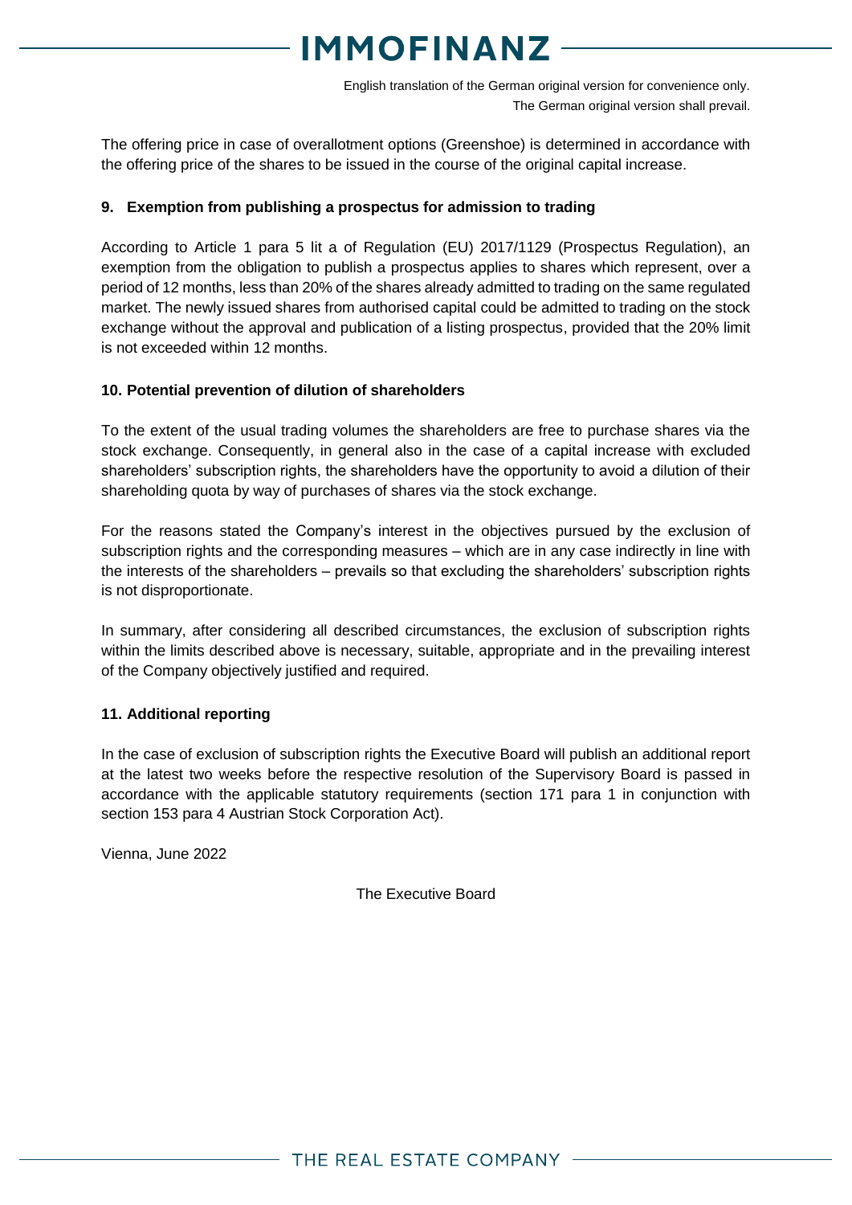The offering price in case of overallotment options (Greenshoe) is determined in accordance with the offering price of the shares to be issued in the course of the original capital increase.

**9. Exemption from publishing a prospectus for admission to trading**

According to Article 1 para 5 lit a of Regulation (EU) 2017/1129 (Prospectus Regulation), an exemption from the obligation to publish a prospectus applies to shares which represent, over a period of 12 months, less than 20% of the shares already admitted to trading on the same regulated market. The newly issued shares from authorised capital could be admitted to trading on the stock exchange without the approval and publication of a listing prospectus, provided that the 20% limit is not exceeded within 12 months.

**10. Potential prevention of dilution of shareholders**

To the extent of the usual trading volumes the shareholders are free to purchase shares via the stock exchange. Consequently, in general also in the case of a capital increase with excluded shareholders' subscription rights, the shareholders have the opportunity to avoid a dilution of their shareholding quota by way of purchases of shares via the stock exchange.

For the reasons stated the Company's interest in the objectives pursued by the exclusion of subscription rights and the corresponding measures – which are in any case indirectly in line with the interests of the shareholders – prevails so that excluding the shareholders' subscription rights is not disproportionate.

In summary, after considering all described circumstances, the exclusion of subscription rights within the limits described above is necessary, suitable, appropriate and in the prevailing interest of the Company objectively justified and required.

**11. Additional reporting**

In the case of exclusion of subscription rights the Executive Board will publish an additional report at the latest two weeks before the respective resolution of the Supervisory Board is passed in accordance with the applicable statutory requirements (section 171 para 1 in conjunction with section 153 para 4 Austrian Stock Corporation Act).

Vienna, June 2022

The Executive Board